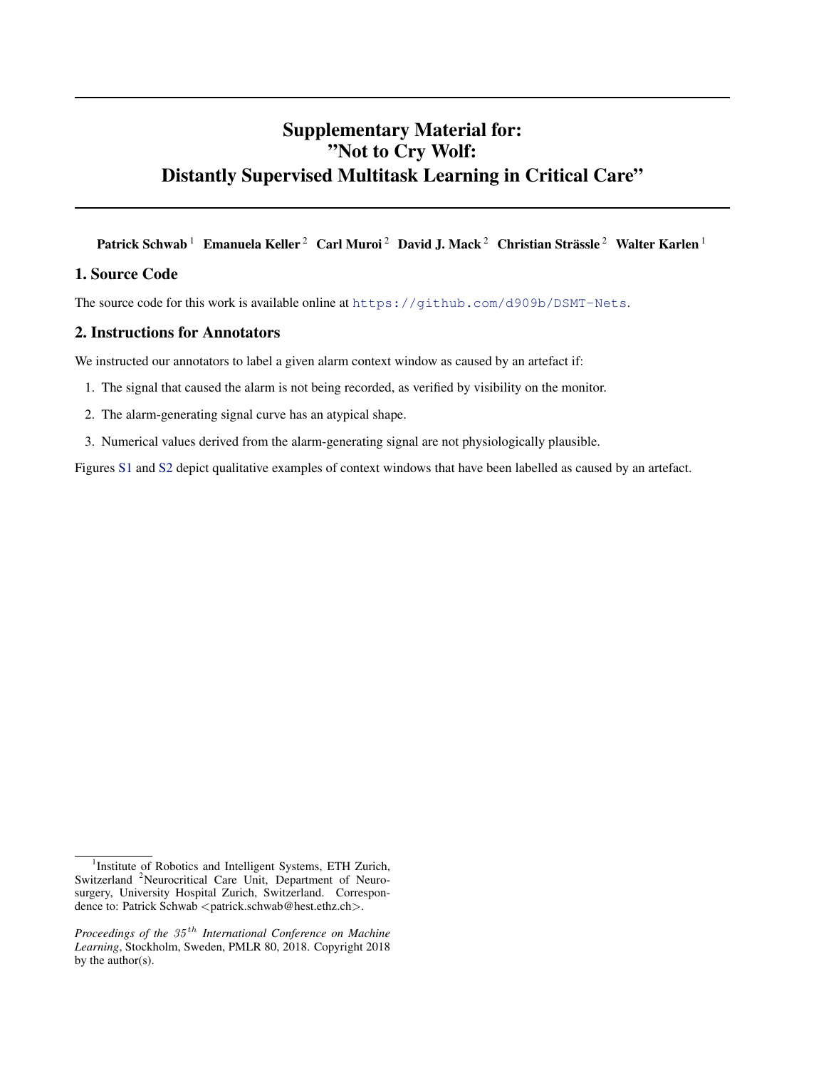# Supplementary Material for: "Not to Cry Wolf: Distantly Supervised Multitask Learning in Critical Care"

**Patrick Schwab** [1] **Emanuela Keller** [2] **Carl Muroi** [2] **David J. Mack** [2] **Christian Strässle** [2] **Walter Karlen** [1]

## 1. Source Code

The source code for this work is available online at https://github.com/d909b/DSMT-Nets.

## 2. Instructions for Annotators

We instructed our annotators to label a given alarm context window as caused by an artefact if:

1. The signal that caused the alarm is not being recorded, as verified by visibility on the monitor.
2. The alarm-generating signal curve has an atypical shape.
3. Numerical values derived from the alarm-generating signal are not physiologically plausible.

Figures S1 and S2 depict qualitative examples of context windows that have been labelled as caused by an artefact.

---

[1]Institute of Robotics and Intelligent Systems, ETH Zurich, Switzerland [2]Neurocritical Care Unit, Department of Neurosurgery, University Hospital Zurich, Switzerland. Correspondence to: Patrick Schwab <patrick.schwab@hest.ethz.ch>.

*Proceedings of the $35^{th}$ International Conference on Machine Learning*, Stockholm, Sweden, PMLR 80, 2018. Copyright 2018 by the author(s).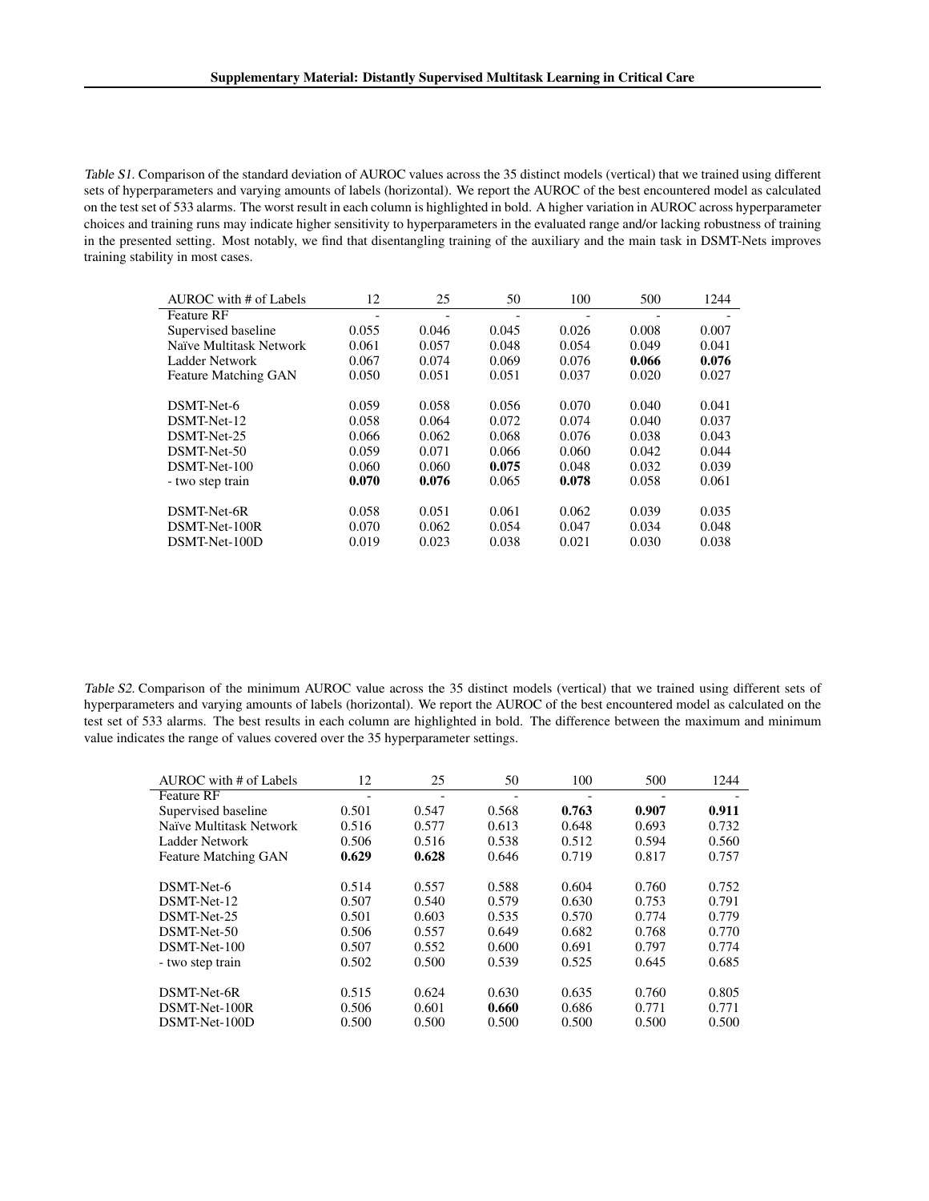*Table S1.* Comparison of the standard deviation of AUROC values across the 35 distinct models (vertical) that we trained using different sets of hyperparameters and varying amounts of labels (horizontal). We report the AUROC of the best encountered model as calculated on the test set of 533 alarms. The worst result in each column is highlighted in bold. A higher variation in AUROC across hyperparameter choices and training runs may indicate higher sensitivity to hyperparameters in the evaluated range and/or lacking robustness of training in the presented setting. Most notably, we find that disentangling training of the auxiliary and the main task in DSMT-Nets improves training stability in most cases.

| AUROC with # of Labels | 12 | 25 | 50 | 100 | 500 | 1244 |
|---|---|---|---|---|---|---|
| Feature RF | - | - | - | - | - | - |
| Supervised baseline | 0.055 | 0.046 | 0.045 | 0.026 | 0.008 | 0.007 |
| Naïve Multitask Network | 0.061 | 0.057 | 0.048 | 0.054 | 0.049 | 0.041 |
| Ladder Network | 0.067 | 0.074 | 0.069 | 0.076 | **0.066** | **0.076** |
| Feature Matching GAN | 0.050 | 0.051 | 0.051 | 0.037 | 0.020 | 0.027 |
| DSMT-Net-6 | 0.059 | 0.058 | 0.056 | 0.070 | 0.040 | 0.041 |
| DSMT-Net-12 | 0.058 | 0.064 | 0.072 | 0.074 | 0.040 | 0.037 |
| DSMT-Net-25 | 0.066 | 0.062 | 0.068 | 0.076 | 0.038 | 0.043 |
| DSMT-Net-50 | 0.059 | 0.071 | 0.066 | 0.060 | 0.042 | 0.044 |
| DSMT-Net-100 | 0.060 | 0.060 | **0.075** | 0.048 | 0.032 | 0.039 |
| - two step train | **0.070** | **0.076** | 0.065 | **0.078** | 0.058 | 0.061 |
| DSMT-Net-6R | 0.058 | 0.051 | 0.061 | 0.062 | 0.039 | 0.035 |
| DSMT-Net-100R | 0.070 | 0.062 | 0.054 | 0.047 | 0.034 | 0.048 |
| DSMT-Net-100D | 0.019 | 0.023 | 0.038 | 0.021 | 0.030 | 0.038 |

*Table S2.* Comparison of the minimum AUROC value across the 35 distinct models (vertical) that we trained using different sets of hyperparameters and varying amounts of labels (horizontal). We report the AUROC of the best encountered model as calculated on the test set of 533 alarms. The best results in each column are highlighted in bold. The difference between the maximum and minimum value indicates the range of values covered over the 35 hyperparameter settings.

| AUROC with # of Labels | 12 | 25 | 50 | 100 | 500 | 1244 |
|---|---|---|---|---|---|---|
| Feature RF | - | - | - | - | - | - |
| Supervised baseline | 0.501 | 0.547 | 0.568 | **0.763** | **0.907** | **0.911** |
| Naïve Multitask Network | 0.516 | 0.577 | 0.613 | 0.648 | 0.693 | 0.732 |
| Ladder Network | 0.506 | 0.516 | 0.538 | 0.512 | 0.594 | 0.560 |
| Feature Matching GAN | **0.629** | **0.628** | 0.646 | 0.719 | 0.817 | 0.757 |
| DSMT-Net-6 | 0.514 | 0.557 | 0.588 | 0.604 | 0.760 | 0.752 |
| DSMT-Net-12 | 0.507 | 0.540 | 0.579 | 0.630 | 0.753 | 0.791 |
| DSMT-Net-25 | 0.501 | 0.603 | 0.535 | 0.570 | 0.774 | 0.779 |
| DSMT-Net-50 | 0.506 | 0.557 | 0.649 | 0.682 | 0.768 | 0.770 |
| DSMT-Net-100 | 0.507 | 0.552 | 0.600 | 0.691 | 0.797 | 0.774 |
| - two step train | 0.502 | 0.500 | 0.539 | 0.525 | 0.645 | 0.685 |
| DSMT-Net-6R | 0.515 | 0.624 | 0.630 | 0.635 | 0.760 | 0.805 |
| DSMT-Net-100R | 0.506 | 0.601 | **0.660** | 0.686 | 0.771 | 0.771 |
| DSMT-Net-100D | 0.500 | 0.500 | 0.500 | 0.500 | 0.500 | 0.500 |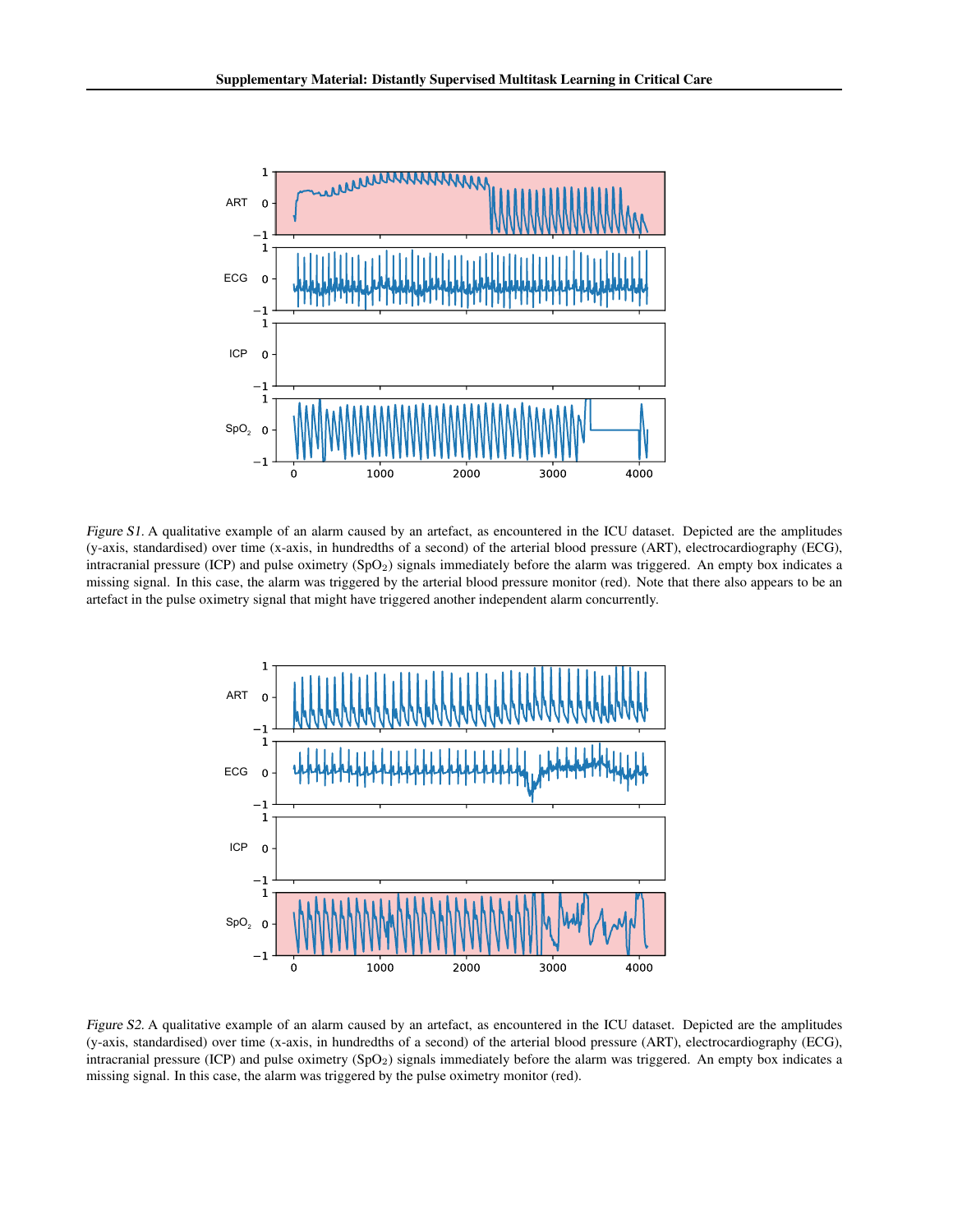*Figure S1.* A qualitative example of an alarm caused by an artefact, as encountered in the ICU dataset. Depicted are the amplitudes (y-axis, standardised) over time (x-axis, in hundredths of a second) of the arterial blood pressure (ART), electrocardiography (ECG), intracranial pressure (ICP) and pulse oximetry ($SpO_2$) signals immediately before the alarm was triggered. An empty box indicates a missing signal. In this case, the alarm was triggered by the arterial blood pressure monitor (red). Note that there also appears to be an artefact in the pulse oximetry signal that might have triggered another independent alarm concurrently.

*Figure S2.* A qualitative example of an alarm caused by an artefact, as encountered in the ICU dataset. Depicted are the amplitudes (y-axis, standardised) over time (x-axis, in hundredths of a second) of the arterial blood pressure (ART), electrocardiography (ECG), intracranial pressure (ICP) and pulse oximetry ($SpO_2$) signals immediately before the alarm was triggered. An empty box indicates a missing signal. In this case, the alarm was triggered by the pulse oximetry monitor (red).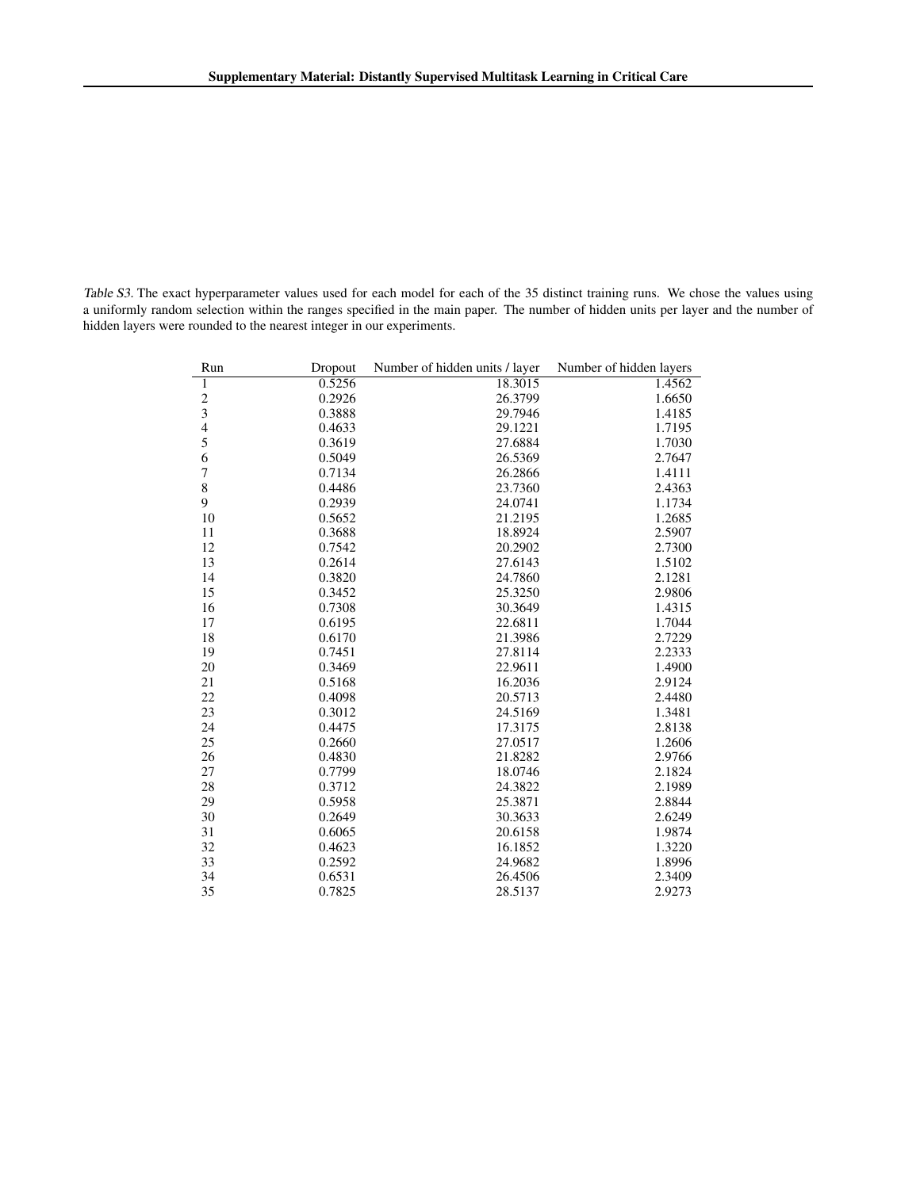*Table S3.* The exact hyperparameter values used for each model for each of the 35 distinct training runs. We chose the values using a uniformly random selection within the ranges specified in the main paper. The number of hidden units per layer and the number of hidden layers were rounded to the nearest integer in our experiments.

| Run | Dropout | Number of hidden units / layer | Number of hidden layers |
|---|---|---|---|
| 1 | 0.5256 | 18.3015 | 1.4562 |
| 2 | 0.2926 | 26.3799 | 1.6650 |
| 3 | 0.3888 | 29.7946 | 1.4185 |
| 4 | 0.4633 | 29.1221 | 1.7195 |
| 5 | 0.3619 | 27.6884 | 1.7030 |
| 6 | 0.5049 | 26.5369 | 2.7647 |
| 7 | 0.7134 | 26.2866 | 1.4111 |
| 8 | 0.4486 | 23.7360 | 2.4363 |
| 9 | 0.2939 | 24.0741 | 1.1734 |
| 10 | 0.5652 | 21.2195 | 1.2685 |
| 11 | 0.3688 | 18.8924 | 2.5907 |
| 12 | 0.7542 | 20.2902 | 2.7300 |
| 13 | 0.2614 | 27.6143 | 1.5102 |
| 14 | 0.3820 | 24.7860 | 2.1281 |
| 15 | 0.3452 | 25.3250 | 2.9806 |
| 16 | 0.7308 | 30.3649 | 1.4315 |
| 17 | 0.6195 | 22.6811 | 1.7044 |
| 18 | 0.6170 | 21.3986 | 2.7229 |
| 19 | 0.7451 | 27.8114 | 2.2333 |
| 20 | 0.3469 | 22.9611 | 1.4900 |
| 21 | 0.5168 | 16.2036 | 2.9124 |
| 22 | 0.4098 | 20.5713 | 2.4480 |
| 23 | 0.3012 | 24.5169 | 1.3481 |
| 24 | 0.4475 | 17.3175 | 2.8138 |
| 25 | 0.2660 | 27.0517 | 1.2606 |
| 26 | 0.4830 | 21.8282 | 2.9766 |
| 27 | 0.7799 | 18.0746 | 2.1824 |
| 28 | 0.3712 | 24.3822 | 2.1989 |
| 29 | 0.5958 | 25.3871 | 2.8844 |
| 30 | 0.2649 | 30.3633 | 2.6249 |
| 31 | 0.6065 | 20.6158 | 1.9874 |
| 32 | 0.4623 | 16.1852 | 1.3220 |
| 33 | 0.2592 | 24.9682 | 1.8996 |
| 34 | 0.6531 | 26.4506 | 2.3409 |
| 35 | 0.7825 | 28.5137 | 2.9273 |